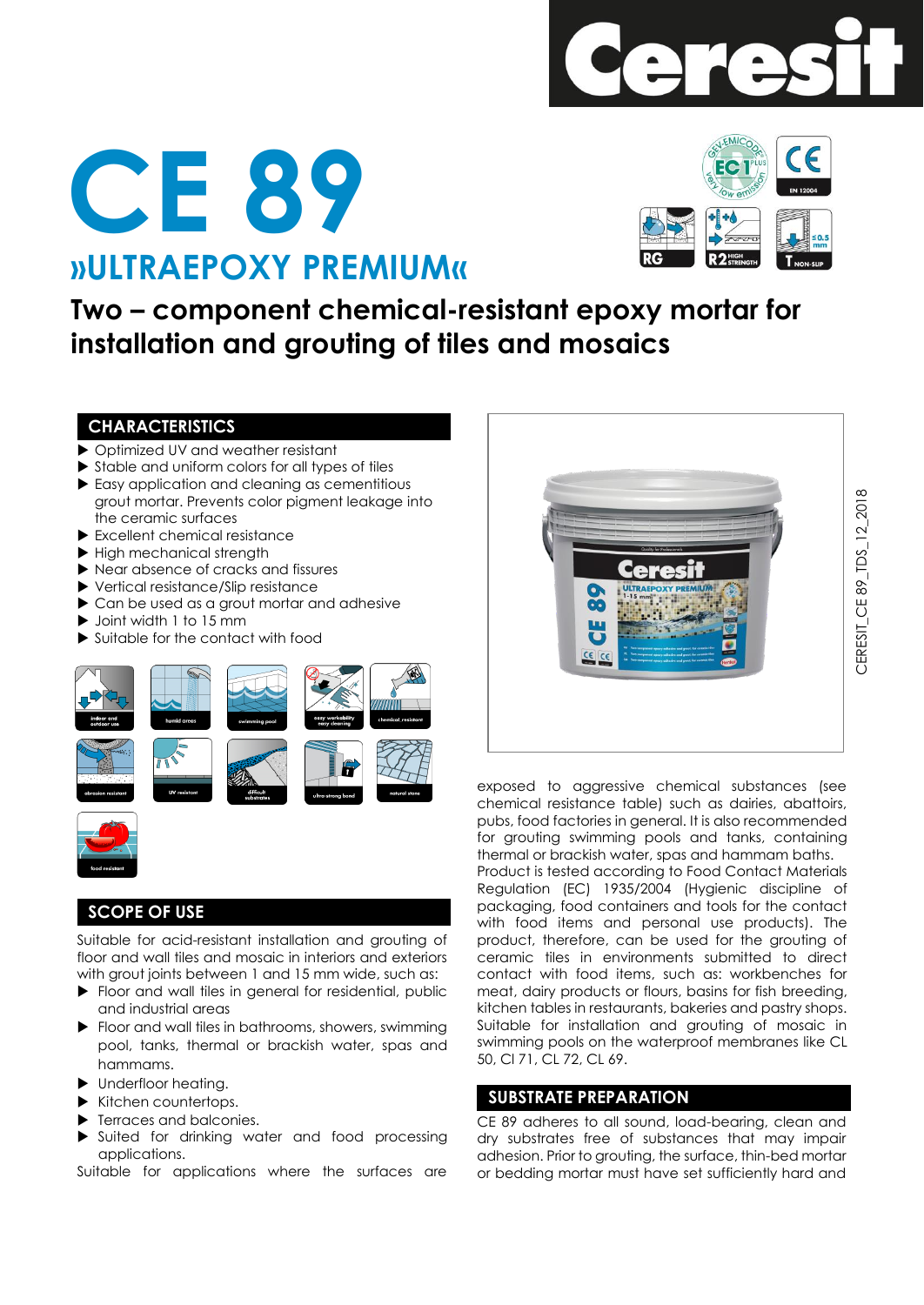# CE 89

## »ULTRAEPOXY PREMIUM«

## Two – component chemical-resistant epoxy mortar for installation and grouting of tiles and mosaics

CERESIT_CE 89_TDS_12_2018

### CHARACTERISTICS

- Optimized UV and weather resistant
- Stable and uniform colors for all types of tiles
- Easy application and cleaning as cementitious grout mortar. Prevents color pigment leakage into the ceramic surfaces
- Excellent chemical resistance
- High mechanical strength
- Near absence of cracks and fissures
- Vertical resistance/Slip resistance
- Can be used as a grout mortar and adhesive
- Joint width 1 to 15 mm
- Suitable for the contact with food

### SCOPE OF USE

Suitable for acid-resistant installation and grouting of floor and wall tiles and mosaic in interiors and exteriors with grout joints between 1 and 15 mm wide, such as:

- Floor and wall tiles in general for residential, public and industrial areas
- Floor and wall tiles in bathrooms, showers, swimming pool, tanks, thermal or brackish water, spas and hammams.
- Underfloor heating.
- Kitchen countertops.
- Terraces and balconies.
- Suited for drinking water and food processing applications.

Suitable for applications where the surfaces are exposed to aggressive chemical substances (see chemical resistance table) such as dairies, abattoirs, pubs, food factories in general. It is also recommended for grouting swimming pools and tanks, containing thermal or brackish water, spas and hammam baths. Product is tested according to Food Contact Materials Regulation (EC) 1935/2004 (Hygienic discipline of packaging, food containers and tools for the contact with food items and personal use products). The product, therefore, can be used for the grouting of ceramic tiles in environments submitted to direct contact with food items, such as: workbenches for meat, dairy products or flours, basins for fish breeding, kitchen tables in restaurants, bakeries and pastry shops. Suitable for installation and grouting of mosaic in swimming pools on the waterproof membranes like CL 50, Cl 71, CL 72, CL 69.

### SUBSTRATE PREPARATION

CE 89 adheres to all sound, load-bearing, clean and dry substrates free of substances that may impair adhesion. Prior to grouting, the surface, thin-bed mortar or bedding mortar must have set sufficiently hard and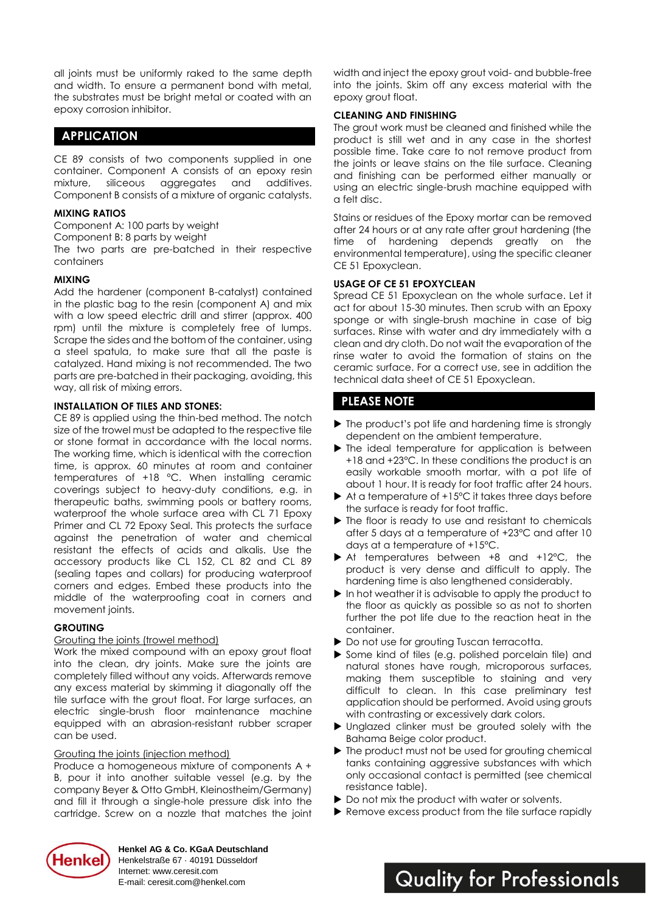all joints must be uniformly raked to the same depth and width. To ensure a permanent bond with metal, the substrates must be bright metal or coated with an epoxy corrosion inhibitor.

## APPLICATION

CE 89 consists of two components supplied in one container. Component A consists of an epoxy resin mixture, siliceous aggregates and additives. Component B consists of a mixture of organic catalysts.

### MIXING RATIOS

Component A: 100 parts by weight
Component B: 8 parts by weight
The two parts are pre-batched in their respective containers

### MIXING

Add the hardener (component B-catalyst) contained in the plastic bag to the resin (component A) and mix with a low speed electric drill and stirrer (approx. 400 rpm) until the mixture is completely free of lumps. Scrape the sides and the bottom of the container, using a steel spatula, to make sure that all the paste is catalyzed. Hand mixing is not recommended. The two parts are pre-batched in their packaging, avoiding, this way, all risk of mixing errors.

### INSTALLATION OF TILES AND STONES:

CE 89 is applied using the thin-bed method. The notch size of the trowel must be adapted to the respective tile or stone format in accordance with the local norms. The working time, which is identical with the correction time, is approx. 60 minutes at room and container temperatures of +18 °C. When installing ceramic coverings subject to heavy-duty conditions, e.g. in therapeutic baths, swimming pools or battery rooms, waterproof the whole surface area with CL 71 Epoxy Primer and CL 72 Epoxy Seal. This protects the surface against the penetration of water and chemical resistant the effects of acids and alkalis. Use the accessory products like CL 152, CL 82 and CL 89 (sealing tapes and collars) for producing waterproof corners and edges. Embed these products into the middle of the waterproofing coat in corners and movement joints.

### GROUTING

Grouting the joints (trowel method)

Work the mixed compound with an epoxy grout float into the clean, dry joints. Make sure the joints are completely filled without any voids. Afterwards remove any excess material by skimming it diagonally off the tile surface with the grout float. For large surfaces, an electric single-brush floor maintenance machine equipped with an abrasion-resistant rubber scraper can be used.

Grouting the joints (injection method)

Produce a homogeneous mixture of components A + B, pour it into another suitable vessel (e.g. by the company Beyer & Otto GmbH, Kleinostheim/Germany) and fill it through a single-hole pressure disk into the cartridge. Screw on a nozzle that matches the joint width and inject the epoxy grout void- and bubble-free into the joints. Skim off any excess material with the epoxy grout float.

### CLEANING AND FINISHING

The grout work must be cleaned and finished while the product is still wet and in any case in the shortest possible time. Take care to not remove product from the joints or leave stains on the tile surface. Cleaning and finishing can be performed either manually or using an electric single-brush machine equipped with a felt disc.

Stains or residues of the Epoxy mortar can be removed after 24 hours or at any rate after grout hardening (the time of hardening depends greatly on the environmental temperature), using the specific cleaner CE 51 Epoxyclean.

### USAGE OF CE 51 EPOXYCLEAN

Spread CE 51 Epoxyclean on the whole surface. Let it act for about 15-30 minutes. Then scrub with an Epoxy sponge or with single-brush machine in case of big surfaces. Rinse with water and dry immediately with a clean and dry cloth. Do not wait the evaporation of the rinse water to avoid the formation of stains on the ceramic surface. For a correct use, see in addition the technical data sheet of CE 51 Epoxyclean.

## PLEASE NOTE

- The product's pot life and hardening time is strongly dependent on the ambient temperature.
- The ideal temperature for application is between +18 and +23°C. In these conditions the product is an easily workable smooth mortar, with a pot life of about 1 hour. It is ready for foot traffic after 24 hours.
- At a temperature of +15°C it takes three days before the surface is ready for foot traffic.
- The floor is ready to use and resistant to chemicals after 5 days at a temperature of +23°C and after 10 days at a temperature of +15°C.
- At temperatures between +8 and +12°C, the product is very dense and difficult to apply. The hardening time is also lengthened considerably.
- In hot weather it is advisable to apply the product to the floor as quickly as possible so as not to shorten further the pot life due to the reaction heat in the container.
- Do not use for grouting Tuscan terracotta.
- Some kind of tiles (e.g. polished porcelain tile) and natural stones have rough, microporous surfaces, making them susceptible to staining and very difficult to clean. In this case preliminary test application should be performed. Avoid using grouts with contrasting or excessively dark colors.
- Unglazed clinker must be grouted solely with the Bahama Beige color product.
- The product must not be used for grouting chemical tanks containing aggressive substances with which only occasional contact is permitted (see chemical resistance table).
- Do not mix the product with water or solvents.
- Remove excess product from the tile surface rapidly

**Henkel AG & Co. KGaA Deutschland**
Henkelstraße 67 · 40191 Düsseldorf
Internet: www.ceresit.com
E-mail: ceresit.com@henkel.com

Quality for Professionals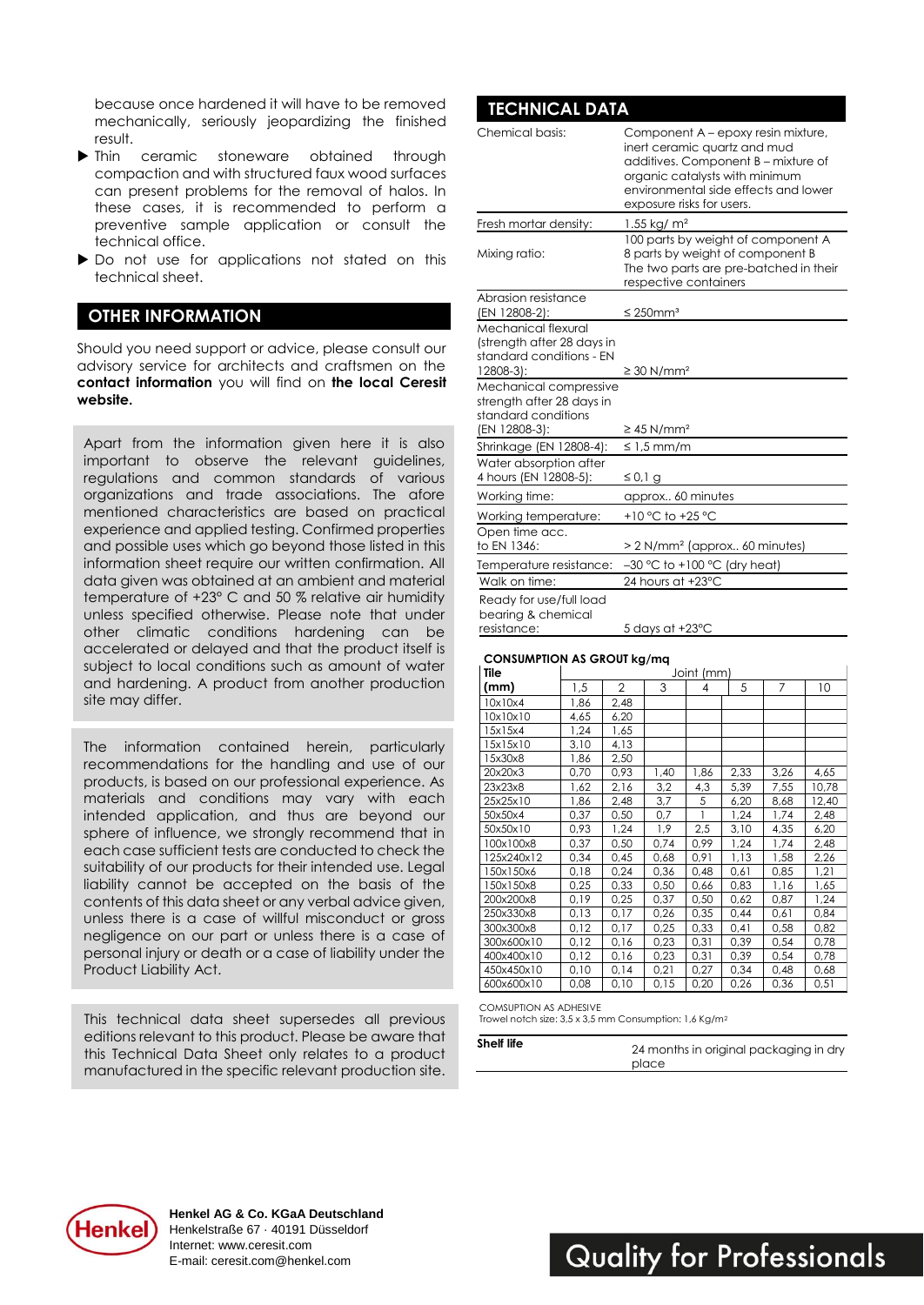because once hardened it will have to be removed mechanically, seriously jeopardizing the finished result.

- Thin ceramic stoneware obtained through compaction and with structured faux wood surfaces can present problems for the removal of halos. In these cases, it is recommended to perform a preventive sample application or consult the technical office.
- Do not use for applications not stated on this technical sheet.

## OTHER INFORMATION

Should you need support or advice, please consult our advisory service for architects and craftsmen on the **contact information** you will find on **the local Ceresit website.**

Apart from the information given here it is also important to observe the relevant guidelines, regulations and common standards of various organizations and trade associations. The afore mentioned characteristics are based on practical experience and applied testing. Confirmed properties and possible uses which go beyond those listed in this information sheet require our written confirmation. All data given was obtained at an ambient and material temperature of +23° C and 50 % relative air humidity unless specified otherwise. Please note that under other climatic conditions hardening can be accelerated or delayed and that the product itself is subject to local conditions such as amount of water and hardening. A product from another production site may differ.

The information contained herein, particularly recommendations for the handling and use of our products, is based on our professional experience. As materials and conditions may vary with each intended application, and thus are beyond our sphere of influence, we strongly recommend that in each case sufficient tests are conducted to check the suitability of our products for their intended use. Legal liability cannot be accepted on the basis of the contents of this data sheet or any verbal advice given, unless there is a case of willful misconduct or gross negligence on our part or unless there is a case of personal injury or death or a case of liability under the Product Liability Act.

This technical data sheet supersedes all previous editions relevant to this product. Please be aware that this Technical Data Sheet only relates to a product manufactured in the specific relevant production site.

## TECHNICAL DATA

| | |
|---|---|
| Chemical basis: | Component A – epoxy resin mixture, inert ceramic quartz and mud additives. Component B – mixture of organic catalysts with minimum environmental side effects and lower exposure risks for users. |
| Fresh mortar density: | 1,55 kg/ m² |
| Mixing ratio: | 100 parts by weight of component A 8 parts by weight of component B The two parts are pre-batched in their respective containers |
| Abrasion resistance (EN 12808-2): | ≤ 250mm³ |
| Mechanical flexural (strength after 28 days in standard conditions - EN 12808-3): | ≥ 30 N/mm² |
| Mechanical compressive strength after 28 days in standard conditions (EN 12808-3): | ≥ 45 N/mm² |
| Shrinkage (EN 12808-4): | ≤ 1,5 mm/m |
| Water absorption after 4 hours (EN 12808-5): | ≤ 0,1 g |
| Working time: | approx.. 60 minutes |
| Working temperature: | +10 °C to +25 °C |
| Open time acc. to EN 1346: | > 2 N/mm² (approx.. 60 minutes) |
| Temperature resistance: | –30 °C to +100 °C (dry heat) |
| Walk on time: | 24 hours at +23°C |
| Ready for use/full load bearing & chemical resistance: | 5 days at +23°C |

**CONSUMPTION AS GROUT kg/mq**

| Tile (mm) | Joint (mm) 1,5 | 2 | 3 | 4 | 5 | 7 | 10 |
|---|---|---|---|---|---|---|---|
| 10x10x4 | 1,86 | 2,48 | | | | | |
| 10x10x10 | 4,65 | 6,20 | | | | | |
| 15x15x4 | 1,24 | 1,65 | | | | | |
| 15x15x10 | 3,10 | 4,13 | | | | | |
| 15x30x8 | 1,86 | 2,50 | | | | | |
| 20x20x3 | 0,70 | 0,93 | 1,40 | 1,86 | 2,33 | 3,26 | 4,65 |
| 23x23x8 | 1,62 | 2,16 | 3,2 | 4,3 | 5,39 | 7,55 | 10,78 |
| 25x25x10 | 1,86 | 2,48 | 3,7 | 5 | 6,20 | 8,68 | 12,40 |
| 50x50x4 | 0,37 | 0,50 | 0,7 | 1 | 1,24 | 1,74 | 2,48 |
| 50x50x10 | 0,93 | 1,24 | 1,9 | 2,5 | 3,10 | 4,35 | 6,20 |
| 100x100x8 | 0,37 | 0,50 | 0,74 | 0,99 | 1,24 | 1,74 | 2,48 |
| 125x240x12 | 0,34 | 0,45 | 0,68 | 0,91 | 1,13 | 1,58 | 2,26 |
| 150x150x6 | 0,18 | 0,24 | 0,36 | 0,48 | 0,61 | 0,85 | 1,21 |
| 150x150x8 | 0,25 | 0,33 | 0,50 | 0,66 | 0,83 | 1,16 | 1,65 |
| 200x200x8 | 0,19 | 0,25 | 0,37 | 0,50 | 0,62 | 0,87 | 1,24 |
| 250x330x8 | 0,13 | 0,17 | 0,26 | 0,35 | 0,44 | 0,61 | 0,84 |
| 300x300x8 | 0,12 | 0,17 | 0,25 | 0,33 | 0,41 | 0,58 | 0,82 |
| 300x600x10 | 0,12 | 0,16 | 0,23 | 0,31 | 0,39 | 0,54 | 0,78 |
| 400x400x10 | 0,12 | 0,16 | 0,23 | 0,31 | 0,39 | 0,54 | 0,78 |
| 450x450x10 | 0,10 | 0,14 | 0,21 | 0,27 | 0,34 | 0,48 | 0,68 |
| 600x600x10 | 0,08 | 0,10 | 0,15 | 0,20 | 0,26 | 0,36 | 0,51 |

COMSUPTION AS ADHESIVE
Trowel notch size: 3,5 x 3,5 mm Consumption: 1,6 Kg/m²

| | |
|---|---|
| **Shelf life** | 24 months in original packaging in dry place |

**Henkel AG & Co. KGaA Deutschland**
Henkelstraße 67 · 40191 Düsseldorf
Internet: www.ceresit.com
E-mail: ceresit.com@henkel.com

Quality for Professionals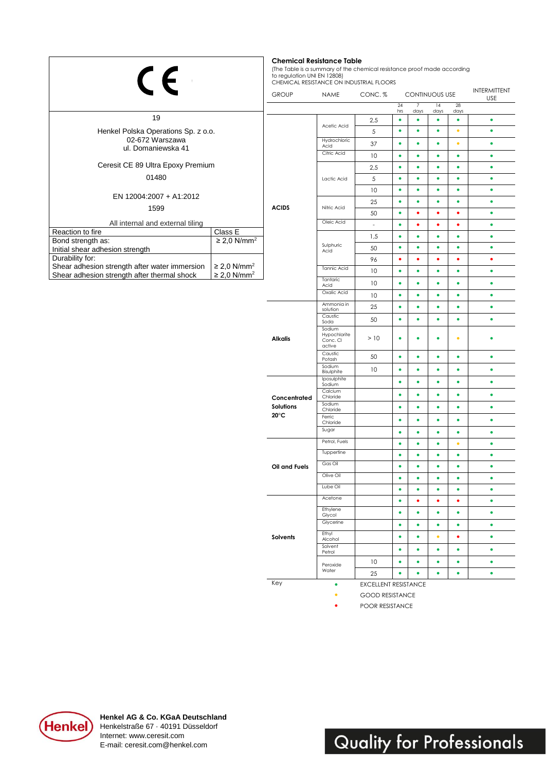CE

| | |
|---|---|
| 19 | |
| Henkel Polska Operations Sp. z o.o.<br>02-672 Warszawa<br>ul. Domaniewska 41 | |
| Ceresit CE 89 Ultra Epoxy Premium | |
| 01480 | |
| EN 12004:2007 + A1:2012 | |
| 1599 | |
| All internal and external tiling | |
| Reaction to fire | Class E |
| Bond strength as:<br>Initial shear adhesion strength | ≥ 2,0 N/mm$^2$ |
| Durability for:<br>Shear adhesion strength after water immersion<br>Shear adhesion strength after thermal shock | ≥ 2,0 N/mm$^2$<br>≥ 2,0 N/mm$^2$ |

**Chemical Resistance Table**

(The Table is a summary of the chemical resistance proof made according to regulation UNI EN 12808)
CHEMICAL RESISTANCE ON INDUSTRIAL FLOORS

| GROUP | NAME | CONC. % | CONTINUOUS USE | | | | INTERMITTENT USE |
|---|---|---|---|---|---|---|---|
| | | | 24 hrs | 7 days | 14 days | 28 days | |
| ACIDS | Acetic Acid | 2,5 | ● green | ● green | ● green | ● green | ● green |
| | | 5 | ● green | ● green | ● green | ● yellow | ● green |
| | Hydrochloric Acid | 37 | ● green | ● green | ● green | ● yellow | ● green |
| | Citric Acid | 10 | ● green | ● green | ● green | ● green | ● green |
| | Lactic Acid | 2,5 | ● green | ● green | ● green | ● green | ● green |
| | | 5 | ● green | ● green | ● green | ● green | ● green |
| | | 10 | ● green | ● green | ● green | ● green | ● green |
| | Nitric Acid | 25 | ● green | ● green | ● green | ● green | ● green |
| | | 50 | ● green | ● red | ● red | ● red | ● green |
| | Oleic Acid | - | ● green | ● red | ● red | ● red | ● green |
| | Sulphuric Acid | 1,5 | ● green | ● green | ● green | ● green | ● green |
| | | 50 | ● green | ● green | ● green | ● green | ● green |
| | | 96 | ● red | ● red | ● red | ● red | ● red |
| | Tannic Acid | 10 | ● green | ● green | ● green | ● green | ● green |
| | Tartaric Acid | 10 | ● green | ● green | ● green | ● green | ● green |
| | Oxalic Acid | 10 | ● green | ● green | ● green | ● green | ● green |
| Alkalis | Ammonia in solution | 25 | ● green | ● green | ● green | ● green | ● green |
| | Caustic Soda | 50 | ● green | ● green | ● green | ● green | ● green |
| | Sodium Hypochlorite Conc. Cl active | > 10 | ● green | ● green | ● green | ● yellow | ● green |
| | Caustic Potash | 50 | ● green | ● green | ● green | ● green | ● green |
| | Sodium Bisulphite | 10 | ● green | ● green | ● green | ● green | ● green |
| Concentrated Solutions 20°C | Iposulphite Sodium | | ● green | ● green | ● green | ● green | ● green |
| | Calcium Chloride | | ● green | ● green | ● green | ● green | ● green |
| | Sodium Chloride | | ● green | ● green | ● green | ● green | ● green |
| | Ferric Chloride | | ● green | ● green | ● green | ● green | ● green |
| | Sugar | | ● green | ● green | ● green | ● green | ● green |
| Oil and Fuels | Petrol, Fuels | | ● green | ● green | ● green | ● yellow | ● green |
| | Tuppertine | | ● green | ● green | ● green | ● green | ● green |
| | Gas Oil | | ● green | ● green | ● green | ● green | ● green |
| | Olive Oil | | ● green | ● green | ● green | ● green | ● green |
| | Lube Oil | | ● green | ● green | ● green | ● green | ● green |
| Solvents | Acetone | | ● green | ● red | ● red | ● red | ● green |
| | Ethylene Glycol | | ● green | ● green | ● green | ● green | ● green |
| | Glycerine | | ● green | ● green | ● green | ● green | ● green |
| | Ethyl Alcohol | | ● green | ● green | ● yellow | ● red | ● green |
| | Solvent Petrol | | ● green | ● green | ● green | ● green | ● green |
| | Peroxide Water | 10 | ● green | ● green | ● green | ● green | ● green |
| | | 25 | ● green | ● green | ● green | ● green | ● green |

Key
- ● (green) EXCELLENT RESISTANCE
- ● (yellow) GOOD RESISTANCE
- ● (red) POOR RESISTANCE

Henkel

**Henkel AG & Co. KGaA Deutschland**
Henkelstraße 67 · 40191 Düsseldorf
Internet: www.ceresit.com
E-mail: ceresit.com@henkel.com

Quality for Professionals